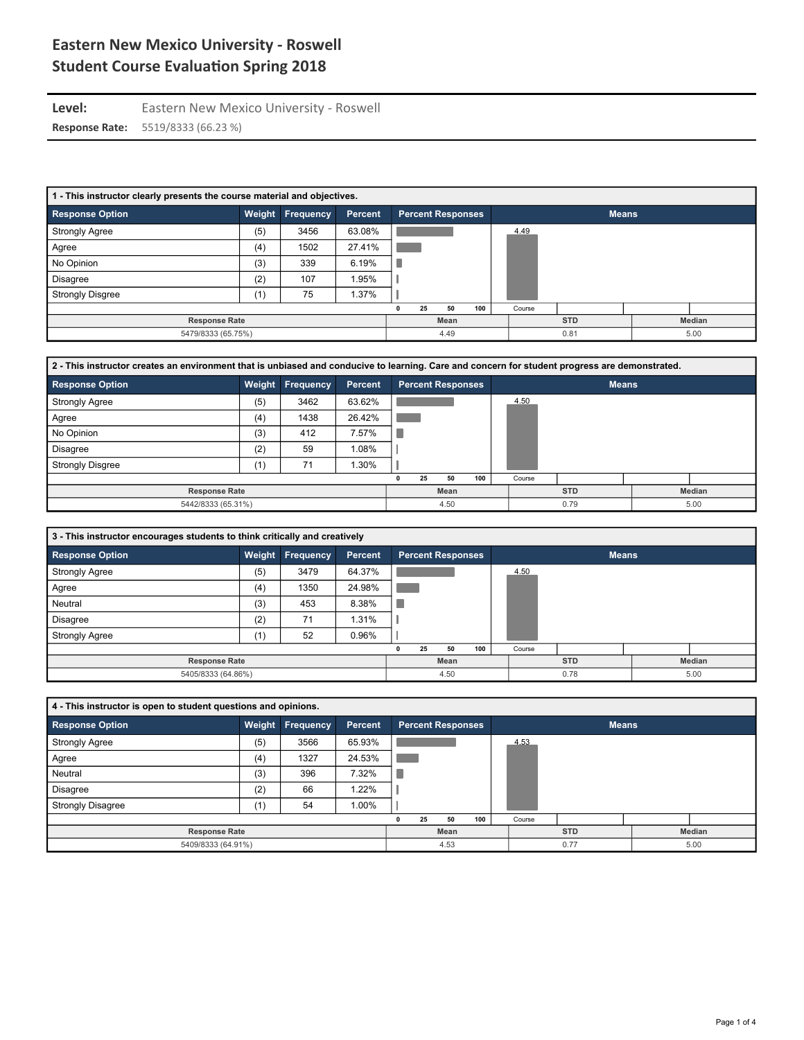# Eastern New Mexico University - Roswell
# Student Course Evaluation Spring 2018

**Level:** Eastern New Mexico University - Roswell

**Response Rate:** 5519/8333 (66.23 %)

### 1 - This instructor clearly presents the course material and objectives.

| Response Option | Weight | Frequency | Percent |
|---|---|---|---|
| Strongly Agree | (5) | 3456 | 63.08% |
| Agree | (4) | 1502 | 27.41% |
| No Opinion | (3) | 339 | 6.19% |
| Disagree | (2) | 107 | 1.95% |
| Strongly Disgree | (1) | 75 | 1.37% |

Means: Course 4.49

| Response Rate | Mean | STD | Median |
|---|---|---|---|
| 5479/8333 (65.75%) | 4.49 | 0.81 | 5.00 |

### 2 - This instructor creates an environment that is unbiased and conducive to learning. Care and concern for student progress are demonstrated.

| Response Option | Weight | Frequency | Percent |
|---|---|---|---|
| Strongly Agree | (5) | 3462 | 63.62% |
| Agree | (4) | 1438 | 26.42% |
| No Opinion | (3) | 412 | 7.57% |
| Disagree | (2) | 59 | 1.08% |
| Strongly Disgree | (1) | 71 | 1.30% |

Means: Course 4.50

| Response Rate | Mean | STD | Median |
|---|---|---|---|
| 5442/8333 (65.31%) | 4.50 | 0.79 | 5.00 |

### 3 - This instructor encourages students to think critically and creatively

| Response Option | Weight | Frequency | Percent |
|---|---|---|---|
| Strongly Agree | (5) | 3479 | 64.37% |
| Agree | (4) | 1350 | 24.98% |
| Neutral | (3) | 453 | 8.38% |
| Disagree | (2) | 71 | 1.31% |
| Strongly Agree | (1) | 52 | 0.96% |

Means: Course 4.50

| Response Rate | Mean | STD | Median |
|---|---|---|---|
| 5405/8333 (64.86%) | 4.50 | 0.78 | 5.00 |

### 4 - This instructor is open to student questions and opinions.

| Response Option | Weight | Frequency | Percent |
|---|---|---|---|
| Strongly Agree | (5) | 3566 | 65.93% |
| Agree | (4) | 1327 | 24.53% |
| Neutral | (3) | 396 | 7.32% |
| Disagree | (2) | 66 | 1.22% |
| Strongly Disagree | (1) | 54 | 1.00% |

Means: Course 4.53

| Response Rate | Mean | STD | Median |
|---|---|---|---|
| 5409/8333 (64.91%) | 4.53 | 0.77 | 5.00 |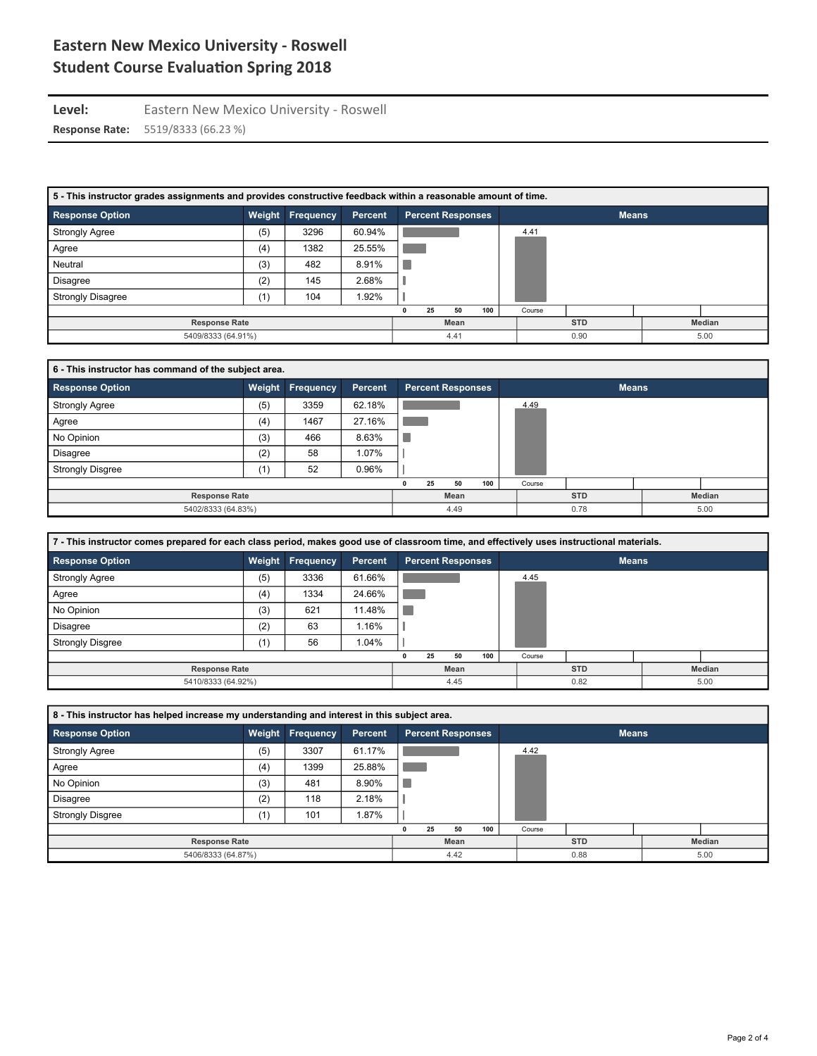# Eastern New Mexico University - Roswell
## Student Course Evaluation Spring 2018

**Level:** Eastern New Mexico University - Roswell

**Response Rate:** 5519/8333 (66.23 %)

### 5 - This instructor grades assignments and provides constructive feedback within a reasonable amount of time.

| Response Option | Weight | Frequency | Percent |
|---|---|---|---|
| Strongly Agree | (5) | 3296 | 60.94% |
| Agree | (4) | 1382 | 25.55% |
| Neutral | (3) | 482 | 8.91% |
| Disagree | (2) | 145 | 2.68% |
| Strongly Disagree | (1) | 104 | 1.92% |

Means: Course 4.41

| Response Rate | Mean | STD | Median |
|---|---|---|---|
| 5409/8333 (64.91%) | 4.41 | 0.90 | 5.00 |

### 6 - This instructor has command of the subject area.

| Response Option | Weight | Frequency | Percent |
|---|---|---|---|
| Strongly Agree | (5) | 3359 | 62.18% |
| Agree | (4) | 1467 | 27.16% |
| No Opinion | (3) | 466 | 8.63% |
| Disagree | (2) | 58 | 1.07% |
| Strongly Disgree | (1) | 52 | 0.96% |

Means: Course 4.49

| Response Rate | Mean | STD | Median |
|---|---|---|---|
| 5402/8333 (64.83%) | 4.49 | 0.78 | 5.00 |

### 7 - This instructor comes prepared for each class period, makes good use of classroom time, and effectively uses instructional materials.

| Response Option | Weight | Frequency | Percent |
|---|---|---|---|
| Strongly Agree | (5) | 3336 | 61.66% |
| Agree | (4) | 1334 | 24.66% |
| No Opinion | (3) | 621 | 11.48% |
| Disagree | (2) | 63 | 1.16% |
| Strongly Disgree | (1) | 56 | 1.04% |

Means: Course 4.45

| Response Rate | Mean | STD | Median |
|---|---|---|---|
| 5410/8333 (64.92%) | 4.45 | 0.82 | 5.00 |

### 8 - This instructor has helped increase my understanding and interest in this subject area.

| Response Option | Weight | Frequency | Percent |
|---|---|---|---|
| Strongly Agree | (5) | 3307 | 61.17% |
| Agree | (4) | 1399 | 25.88% |
| No Opinion | (3) | 481 | 8.90% |
| Disagree | (2) | 118 | 2.18% |
| Strongly Disgree | (1) | 101 | 1.87% |

Means: Course 4.42

| Response Rate | Mean | STD | Median |
|---|---|---|---|
| 5406/8333 (64.87%) | 4.42 | 0.88 | 5.00 |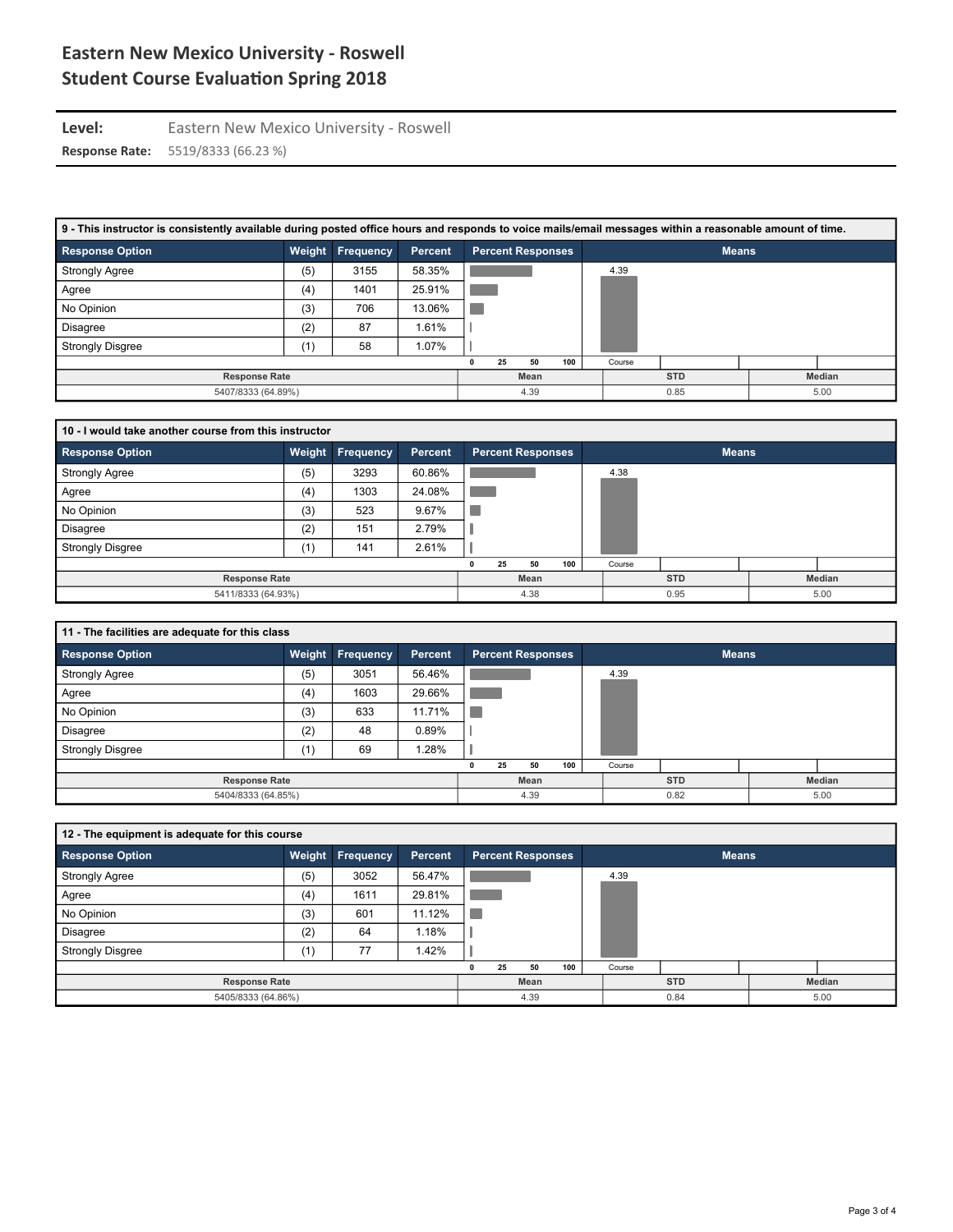# Eastern New Mexico University - Roswell
## Student Course Evaluation Spring 2018

**Level:** Eastern New Mexico University - Roswell

**Response Rate:** 5519/8333 (66.23 %)

### 9 - This instructor is consistently available during posted office hours and responds to voice mails/email messages within a reasonable amount of time.

| Response Option | Weight | Frequency | Percent |
|---|---|---|---|
| Strongly Agree | (5) | 3155 | 58.35% |
| Agree | (4) | 1401 | 25.91% |
| No Opinion | (3) | 706 | 13.06% |
| Disagree | (2) | 87 | 1.61% |
| Strongly Disgree | (1) | 58 | 1.07% |

Means: Course 4.39

| Response Rate | Mean | STD | Median |
|---|---|---|---|
| 5407/8333 (64.89%) | 4.39 | 0.85 | 5.00 |

### 10 - I would take another course from this instructor

| Response Option | Weight | Frequency | Percent |
|---|---|---|---|
| Strongly Agree | (5) | 3293 | 60.86% |
| Agree | (4) | 1303 | 24.08% |
| No Opinion | (3) | 523 | 9.67% |
| Disagree | (2) | 151 | 2.79% |
| Strongly Disgree | (1) | 141 | 2.61% |

Means: Course 4.38

| Response Rate | Mean | STD | Median |
|---|---|---|---|
| 5411/8333 (64.93%) | 4.38 | 0.95 | 5.00 |

### 11 - The facilities are adequate for this class

| Response Option | Weight | Frequency | Percent |
|---|---|---|---|
| Strongly Agree | (5) | 3051 | 56.46% |
| Agree | (4) | 1603 | 29.66% |
| No Opinion | (3) | 633 | 11.71% |
| Disagree | (2) | 48 | 0.89% |
| Strongly Disgree | (1) | 69 | 1.28% |

Means: Course 4.39

| Response Rate | Mean | STD | Median |
|---|---|---|---|
| 5404/8333 (64.85%) | 4.39 | 0.82 | 5.00 |

### 12 - The equipment is adequate for this course

| Response Option | Weight | Frequency | Percent |
|---|---|---|---|
| Strongly Agree | (5) | 3052 | 56.47% |
| Agree | (4) | 1611 | 29.81% |
| No Opinion | (3) | 601 | 11.12% |
| Disagree | (2) | 64 | 1.18% |
| Strongly Disgree | (1) | 77 | 1.42% |

Means: Course 4.39

| Response Rate | Mean | STD | Median |
|---|---|---|---|
| 5405/8333 (64.86%) | 4.39 | 0.84 | 5.00 |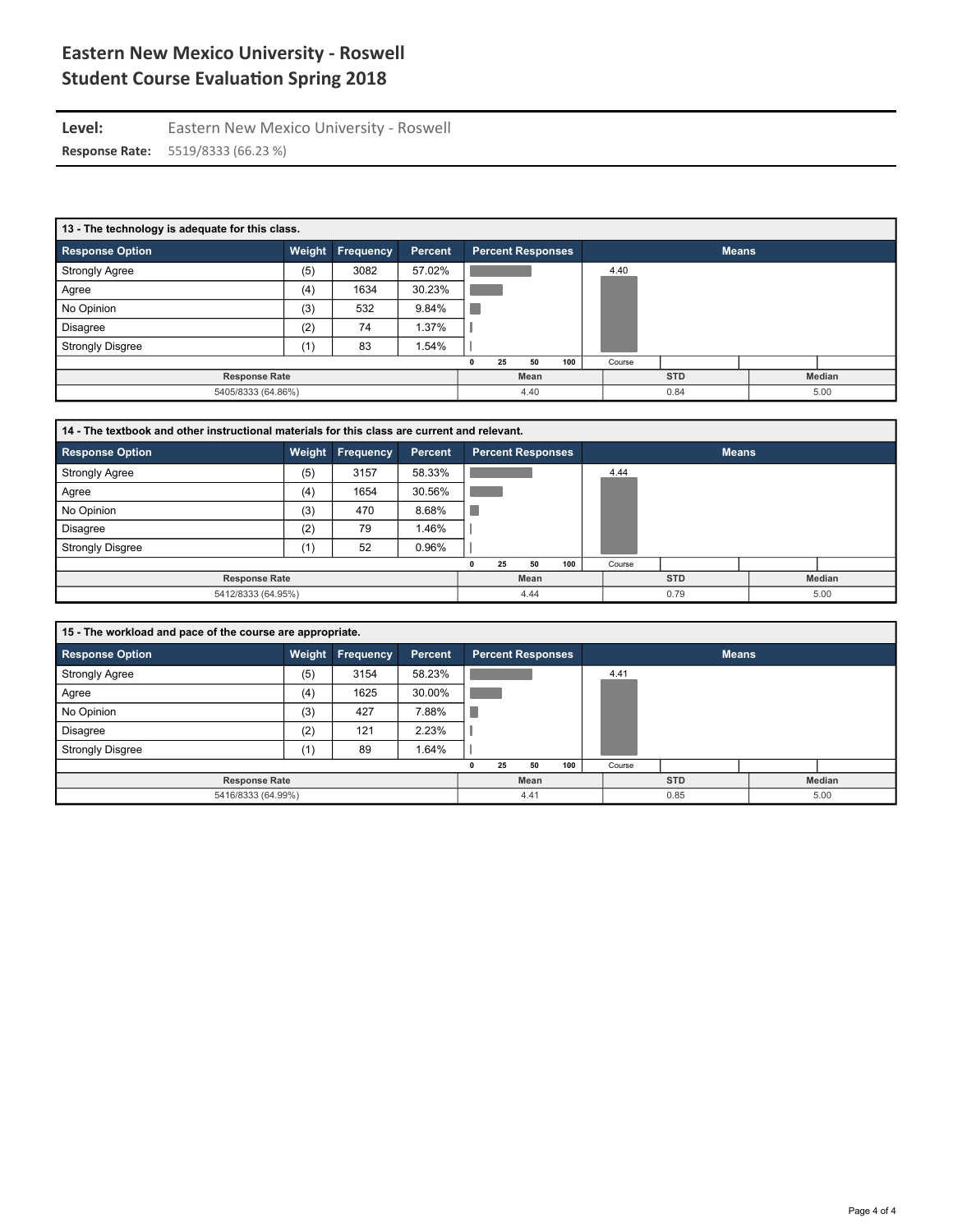# Eastern New Mexico University - Roswell
# Student Course Evaluation Spring 2018

**Level:** Eastern New Mexico University - Roswell

**Response Rate:** 5519/8333 (66.23 %)

**13 - The technology is adequate for this class.**

| Response Option | Weight | Frequency | Percent |
|---|---|---|---|
| Strongly Agree | (5) | 3082 | 57.02% |
| Agree | (4) | 1634 | 30.23% |
| No Opinion | (3) | 532 | 9.84% |
| Disagree | (2) | 74 | 1.37% |
| Strongly Disgree | (1) | 83 | 1.54% |

Percent Responses: 0 25 50 100

Means: 4.40

Course

| Response Rate | Mean | STD | Median |
|---|---|---|---|
| 5405/8333 (64.86%) | 4.40 | 0.84 | 5.00 |

**14 - The textbook and other instructional materials for this class are current and relevant.**

| Response Option | Weight | Frequency | Percent |
|---|---|---|---|
| Strongly Agree | (5) | 3157 | 58.33% |
| Agree | (4) | 1654 | 30.56% |
| No Opinion | (3) | 470 | 8.68% |
| Disagree | (2) | 79 | 1.46% |
| Strongly Disgree | (1) | 52 | 0.96% |

Percent Responses: 0 25 50 100

Means: 4.44

Course

| Response Rate | Mean | STD | Median |
|---|---|---|---|
| 5412/8333 (64.95%) | 4.44 | 0.79 | 5.00 |

**15 - The workload and pace of the course are appropriate.**

| Response Option | Weight | Frequency | Percent |
|---|---|---|---|
| Strongly Agree | (5) | 3154 | 58.23% |
| Agree | (4) | 1625 | 30.00% |
| No Opinion | (3) | 427 | 7.88% |
| Disagree | (2) | 121 | 2.23% |
| Strongly Disgree | (1) | 89 | 1.64% |

Percent Responses: 0 25 50 100

Means: 4.41

Course

| Response Rate | Mean | STD | Median |
|---|---|---|---|
| 5416/8333 (64.99%) | 4.41 | 0.85 | 5.00 |